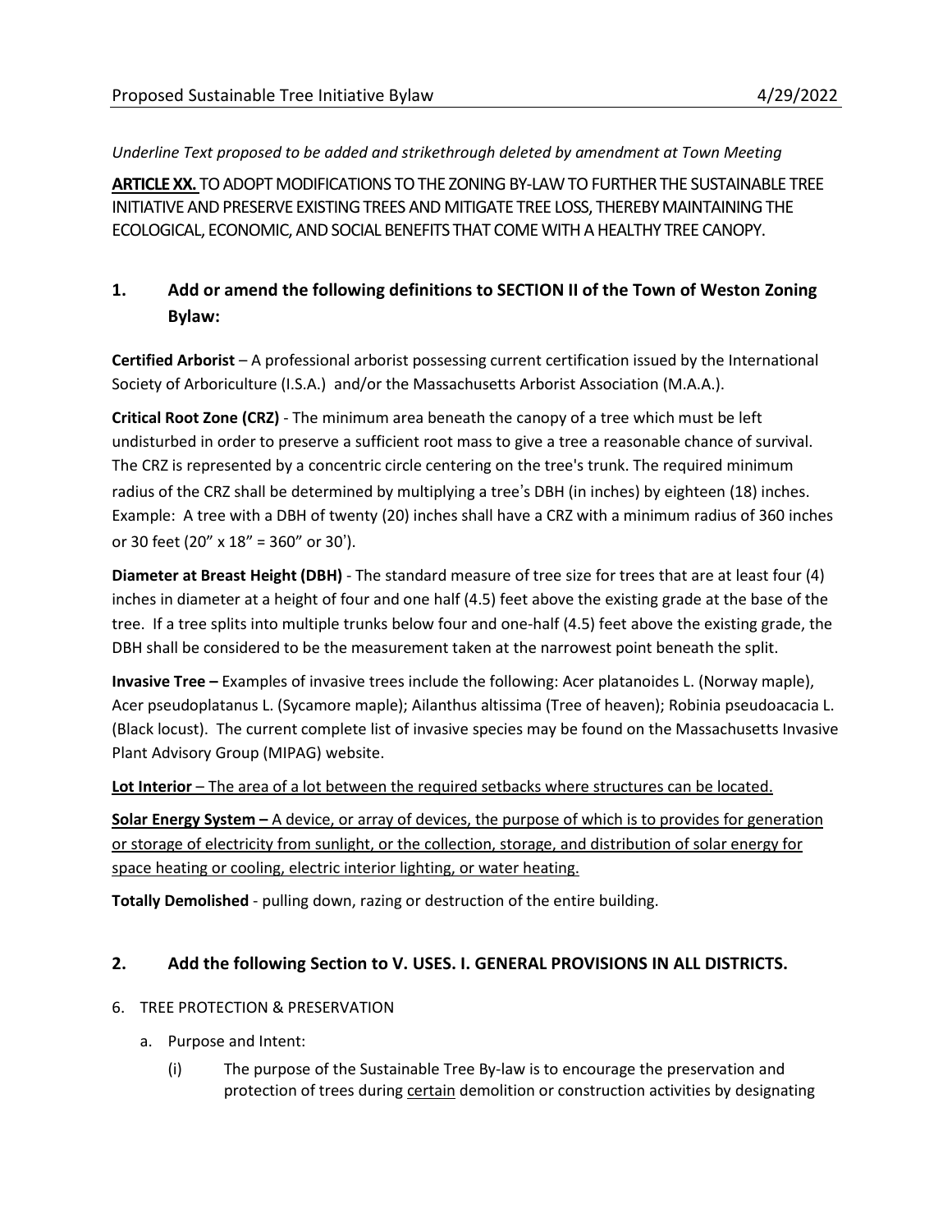*Underline Text proposed to be added and strikethrough deleted by amendment at Town Meeting*

**<u>ARTICLE XX.</u>** TO ADOPT MODIFICATIONS TO THE ZONING BY-LAW TO FURTHER THE SUSTAINABLE TREE INITIATIVE AND PRESERVE EXISTING TREES AND MITIGATE TREE LOSS, THEREBY MAINTAINING THE ECOLOGICAL, ECONOMIC, AND SOCIAL BENEFITS THAT COME WITH A HEALTHY TREE CANOPY.

## 1. Add or amend the following definitions to SECTION II of the Town of Weston Zoning Bylaw:

**Certified Arborist** – A professional arborist possessing current certification issued by the International Society of Arboriculture (I.S.A.) and/or the Massachusetts Arborist Association (M.A.A.).

**Critical Root Zone (CRZ)** - The minimum area beneath the canopy of a tree which must be left undisturbed in order to preserve a sufficient root mass to give a tree a reasonable chance of survival. The CRZ is represented by a concentric circle centering on the tree's trunk. The required minimum radius of the CRZ shall be determined by multiplying a tree's DBH (in inches) by eighteen (18) inches. Example: A tree with a DBH of twenty (20) inches shall have a CRZ with a minimum radius of 360 inches or 30 feet (20" x 18" = 360" or 30').

**Diameter at Breast Height (DBH)** - The standard measure of tree size for trees that are at least four (4) inches in diameter at a height of four and one half (4.5) feet above the existing grade at the base of the tree. If a tree splits into multiple trunks below four and one-half (4.5) feet above the existing grade, the DBH shall be considered to be the measurement taken at the narrowest point beneath the split.

**Invasive Tree –** Examples of invasive trees include the following: Acer platanoides L. (Norway maple), Acer pseudoplatanus L. (Sycamore maple); Ailanthus altissima (Tree of heaven); Robinia pseudoacacia L. (Black locust). The current complete list of invasive species may be found on the Massachusetts Invasive Plant Advisory Group (MIPAG) website.

<u>**Lot Interior** – The area of a lot between the required setbacks where structures can be located.</u>

<u>**Solar Energy System –** A device, or array of devices, the purpose of which is to provides for generation or storage of electricity from sunlight, or the collection, storage, and distribution of solar energy for space heating or cooling, electric interior lighting, or water heating.</u>

**Totally Demolished** - pulling down, razing or destruction of the entire building.

## 2. Add the following Section to V. USES. I. GENERAL PROVISIONS IN ALL DISTRICTS.

6. TREE PROTECTION & PRESERVATION

   a. Purpose and Intent:

      (i) The purpose of the Sustainable Tree By-law is to encourage the preservation and protection of trees during <u>certain</u> demolition or construction activities by designating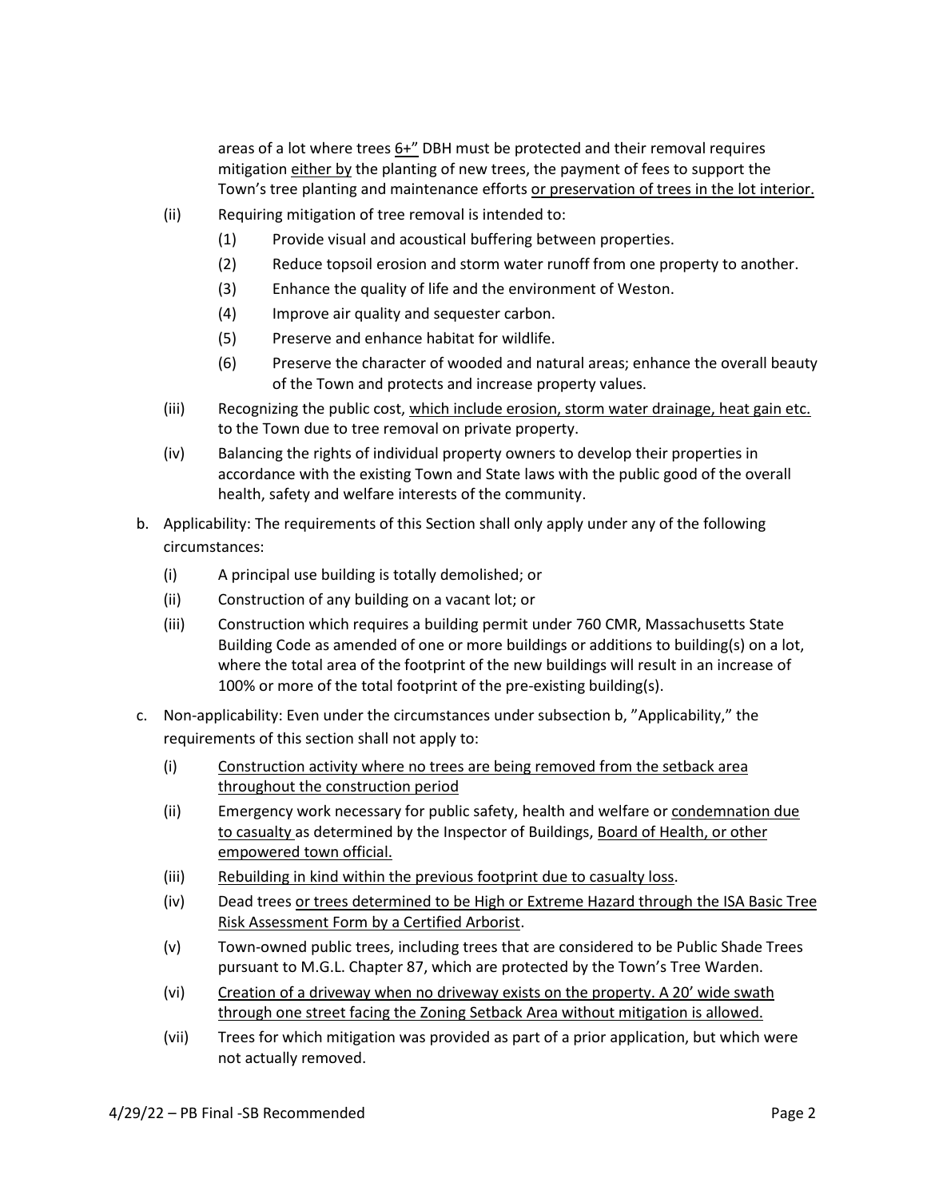areas of a lot where trees <u>6+"</u> DBH must be protected and their removal requires mitigation <u>either by</u> the planting of new trees, the payment of fees to support the Town's tree planting and maintenance efforts <u>or preservation of trees in the lot interior.</u>

(ii) Requiring mitigation of tree removal is intended to:

(1) Provide visual and acoustical buffering between properties.

(2) Reduce topsoil erosion and storm water runoff from one property to another.

(3) Enhance the quality of life and the environment of Weston.

(4) Improve air quality and sequester carbon.

(5) Preserve and enhance habitat for wildlife.

(6) Preserve the character of wooded and natural areas; enhance the overall beauty of the Town and protects and increase property values.

(iii) Recognizing the public cost, <u>which include erosion, storm water drainage, heat gain etc.</u> to the Town due to tree removal on private property.

(iv) Balancing the rights of individual property owners to develop their properties in accordance with the existing Town and State laws with the public good of the overall health, safety and welfare interests of the community.

b. Applicability: The requirements of this Section shall only apply under any of the following circumstances:

(i) A principal use building is totally demolished; or

(ii) Construction of any building on a vacant lot; or

(iii) Construction which requires a building permit under 760 CMR, Massachusetts State Building Code as amended of one or more buildings or additions to building(s) on a lot, where the total area of the footprint of the new buildings will result in an increase of 100% or more of the total footprint of the pre-existing building(s).

c. Non-applicability: Even under the circumstances under subsection b, "Applicability," the requirements of this section shall not apply to:

(i) <u>Construction activity where no trees are being removed from the setback area throughout the construction period</u>

(ii) Emergency work necessary for public safety, health and welfare or <u>condemnation due to casualty</u> as determined by the Inspector of Buildings, <u>Board of Health, or other empowered town official.</u>

(iii) <u>Rebuilding in kind within the previous footprint due to casualty loss</u>.

(iv) Dead trees <u>or trees determined to be High or Extreme Hazard through the ISA Basic Tree Risk Assessment Form by a Certified Arborist</u>.

(v) Town-owned public trees, including trees that are considered to be Public Shade Trees pursuant to M.G.L. Chapter 87, which are protected by the Town's Tree Warden.

(vi) <u>Creation of a driveway when no driveway exists on the property. A 20' wide swath through one street facing the Zoning Setback Area without mitigation is allowed.</u>

(vii) Trees for which mitigation was provided as part of a prior application, but which were not actually removed.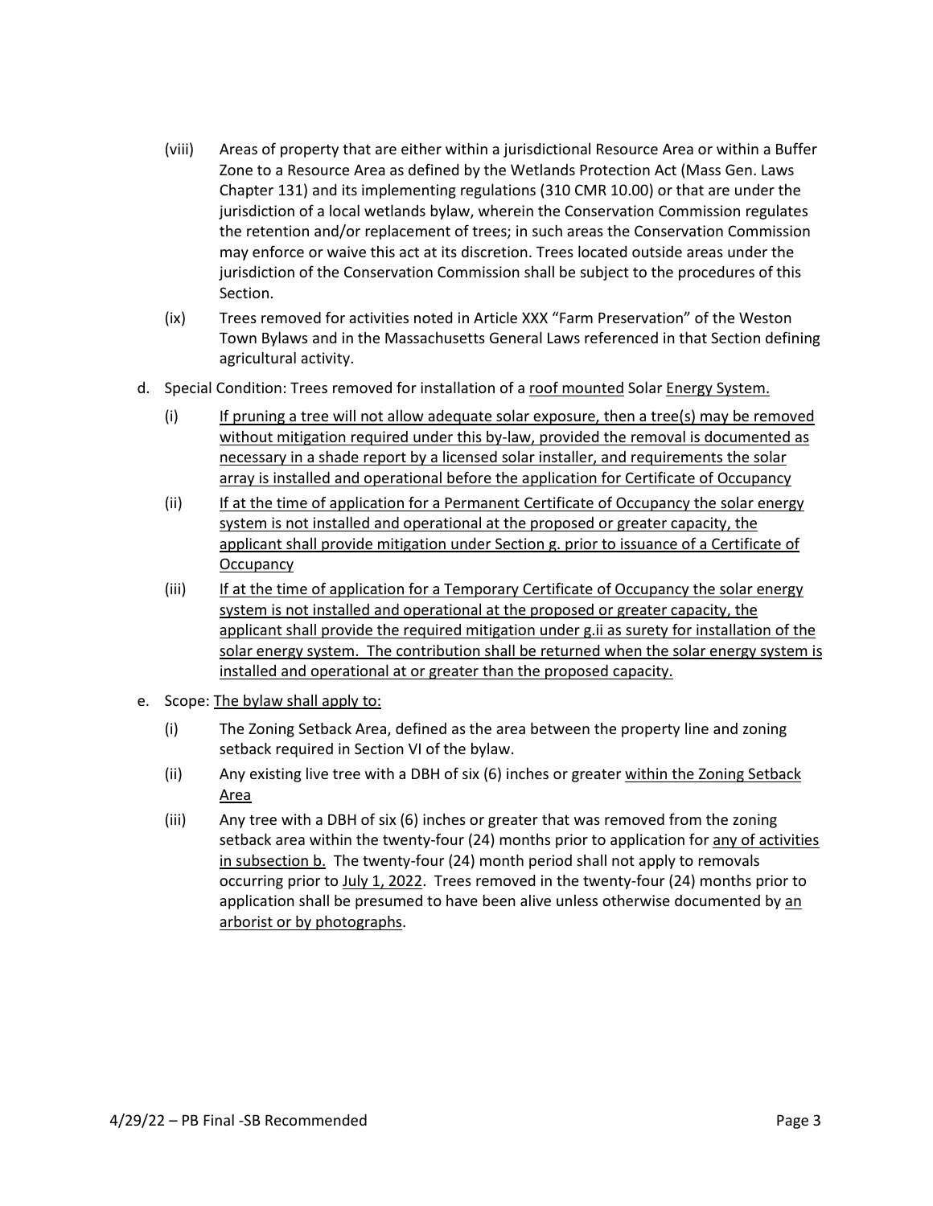(viii) Areas of property that are either within a jurisdictional Resource Area or within a Buffer Zone to a Resource Area as defined by the Wetlands Protection Act (Mass Gen. Laws Chapter 131) and its implementing regulations (310 CMR 10.00) or that are under the jurisdiction of a local wetlands bylaw, wherein the Conservation Commission regulates the retention and/or replacement of trees; in such areas the Conservation Commission may enforce or waive this act at its discretion. Trees located outside areas under the jurisdiction of the Conservation Commission shall be subject to the procedures of this Section.

(ix) Trees removed for activities noted in Article XXX "Farm Preservation" of the Weston Town Bylaws and in the Massachusetts General Laws referenced in that Section defining agricultural activity.

d. Special Condition: Trees removed for installation of a roof mounted Solar Energy System.

(i) If pruning a tree will not allow adequate solar exposure, then a tree(s) may be removed without mitigation required under this by-law, provided the removal is documented as necessary in a shade report by a licensed solar installer, and requirements the solar array is installed and operational before the application for Certificate of Occupancy

(ii) If at the time of application for a Permanent Certificate of Occupancy the solar energy system is not installed and operational at the proposed or greater capacity, the applicant shall provide mitigation under Section g. prior to issuance of a Certificate of Occupancy

(iii) If at the time of application for a Temporary Certificate of Occupancy the solar energy system is not installed and operational at the proposed or greater capacity, the applicant shall provide the required mitigation under g.ii as surety for installation of the solar energy system. The contribution shall be returned when the solar energy system is installed and operational at or greater than the proposed capacity.

e. Scope: The bylaw shall apply to:

(i) The Zoning Setback Area, defined as the area between the property line and zoning setback required in Section VI of the bylaw.

(ii) Any existing live tree with a DBH of six (6) inches or greater within the Zoning Setback Area

(iii) Any tree with a DBH of six (6) inches or greater that was removed from the zoning setback area within the twenty-four (24) months prior to application for any of activities in subsection b. The twenty-four (24) month period shall not apply to removals occurring prior to July 1, 2022. Trees removed in the twenty-four (24) months prior to application shall be presumed to have been alive unless otherwise documented by an arborist or by photographs.

4/29/22 – PB Final -SB Recommended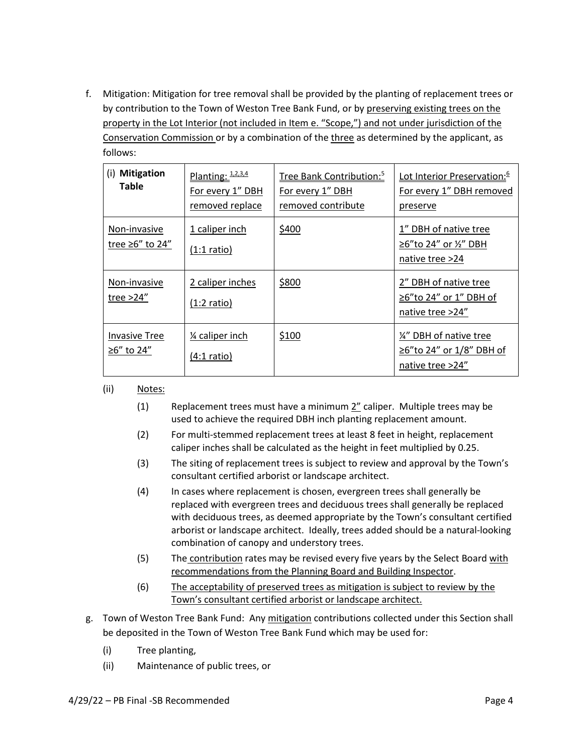f. Mitigation: Mitigation for tree removal shall be provided by the planting of replacement trees or by contribution to the Town of Weston Tree Bank Fund, or by preserving existing trees on the property in the Lot Interior (not included in Item e. "Scope,") and not under jurisdiction of the Conservation Commission or by a combination of the three as determined by the applicant, as follows:

| (i) **Mitigation Table** | Planting: [1,2,3,4] For every 1" DBH removed replace | Tree Bank Contribution:[5] For every 1" DBH removed contribute | Lot Interior Preservation:[6] For every 1" DBH removed preserve |
|---|---|---|---|
| Non-invasive tree ≥6" to 24" | 1 caliper inch (1:1 ratio) | $400 | 1" DBH of native tree ≥6"to 24" or ½" DBH native tree >24 |
| Non-invasive tree >24" | 2 caliper inches (1:2 ratio) | $800 | 2" DBH of native tree ≥6"to 24" or 1" DBH of native tree >24" |
| Invasive Tree ≥6" to 24" | ¼ caliper inch (4:1 ratio) | $100 | ¼" DBH of native tree ≥6"to 24" or 1/8" DBH of native tree >24" |

(ii) Notes:

(1) Replacement trees must have a minimum 2" caliper. Multiple trees may be used to achieve the required DBH inch planting replacement amount.

(2) For multi-stemmed replacement trees at least 8 feet in height, replacement caliper inches shall be calculated as the height in feet multiplied by 0.25.

(3) The siting of replacement trees is subject to review and approval by the Town's consultant certified arborist or landscape architect.

(4) In cases where replacement is chosen, evergreen trees shall generally be replaced with evergreen trees and deciduous trees shall generally be replaced with deciduous trees, as deemed appropriate by the Town's consultant certified arborist or landscape architect. Ideally, trees added should be a natural-looking combination of canopy and understory trees.

(5) The contribution rates may be revised every five years by the Select Board with recommendations from the Planning Board and Building Inspector.

(6) The acceptability of preserved trees as mitigation is subject to review by the Town's consultant certified arborist or landscape architect.

g. Town of Weston Tree Bank Fund: Any mitigation contributions collected under this Section shall be deposited in the Town of Weston Tree Bank Fund which may be used for:

(i) Tree planting,

(ii) Maintenance of public trees, or

4/29/22 – PB Final -SB Recommended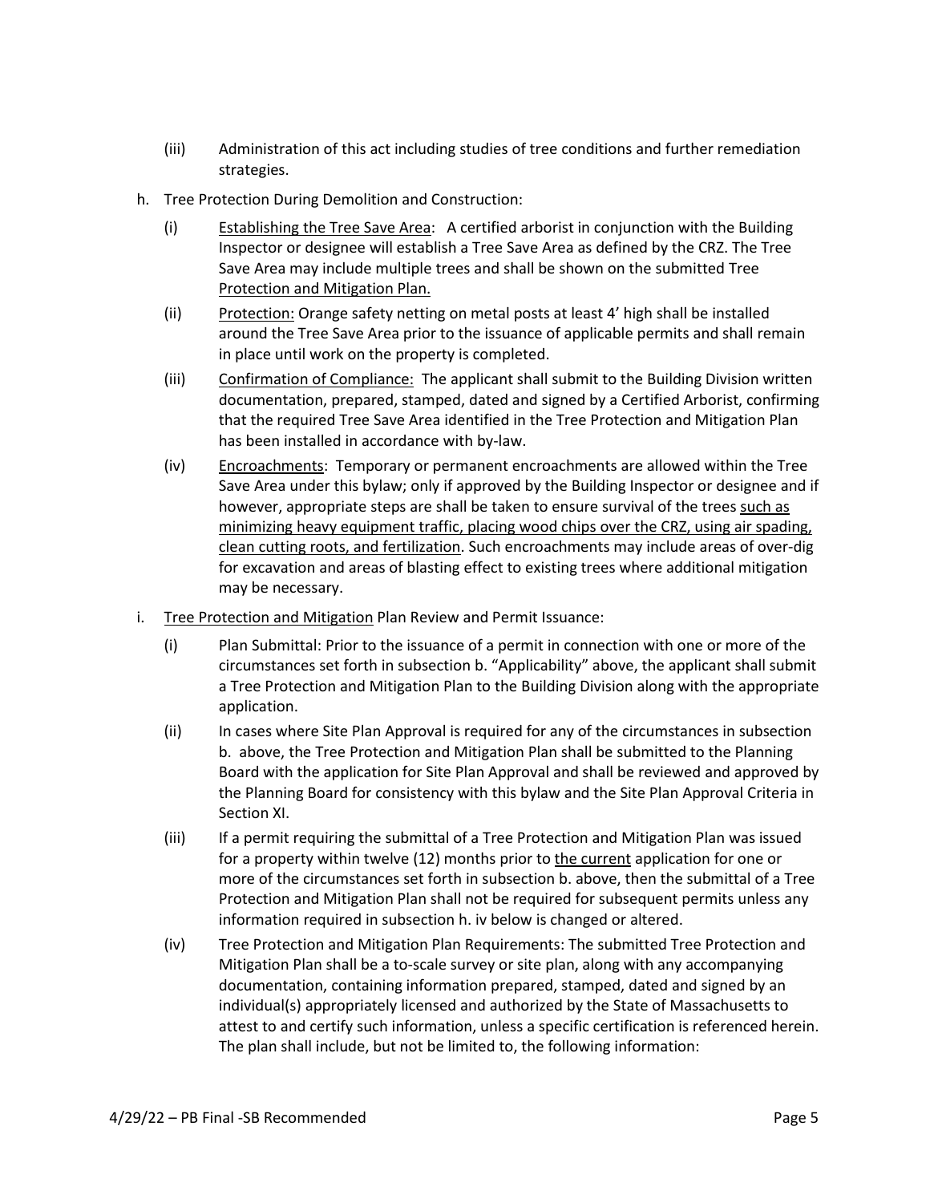(iii) Administration of this act including studies of tree conditions and further remediation strategies.

h. Tree Protection During Demolition and Construction:

(i) <u>Establishing the Tree Save Area</u>: A certified arborist in conjunction with the Building Inspector or designee will establish a Tree Save Area as defined by the CRZ. The Tree Save Area may include multiple trees and shall be shown on the submitted Tree <u>Protection and Mitigation Plan.</u>

(ii) <u>Protection:</u> Orange safety netting on metal posts at least 4' high shall be installed around the Tree Save Area prior to the issuance of applicable permits and shall remain in place until work on the property is completed.

(iii) <u>Confirmation of Compliance:</u> The applicant shall submit to the Building Division written documentation, prepared, stamped, dated and signed by a Certified Arborist, confirming that the required Tree Save Area identified in the Tree Protection and Mitigation Plan has been installed in accordance with by-law.

(iv) <u>Encroachments</u>: Temporary or permanent encroachments are allowed within the Tree Save Area under this bylaw; only if approved by the Building Inspector or designee and if however, appropriate steps are shall be taken to ensure survival of the trees <u>such as minimizing heavy equipment traffic, placing wood chips over the CRZ, using air spading, clean cutting roots, and fertilization</u>. Such encroachments may include areas of over-dig for excavation and areas of blasting effect to existing trees where additional mitigation may be necessary.

i. <u>Tree Protection and Mitigation</u> Plan Review and Permit Issuance:

(i) Plan Submittal: Prior to the issuance of a permit in connection with one or more of the circumstances set forth in subsection b. "Applicability" above, the applicant shall submit a Tree Protection and Mitigation Plan to the Building Division along with the appropriate application.

(ii) In cases where Site Plan Approval is required for any of the circumstances in subsection b. above, the Tree Protection and Mitigation Plan shall be submitted to the Planning Board with the application for Site Plan Approval and shall be reviewed and approved by the Planning Board for consistency with this bylaw and the Site Plan Approval Criteria in Section XI.

(iii) If a permit requiring the submittal of a Tree Protection and Mitigation Plan was issued for a property within twelve (12) months prior to <u>the current</u> application for one or more of the circumstances set forth in subsection b. above, then the submittal of a Tree Protection and Mitigation Plan shall not be required for subsequent permits unless any information required in subsection h. iv below is changed or altered.

(iv) Tree Protection and Mitigation Plan Requirements: The submitted Tree Protection and Mitigation Plan shall be a to-scale survey or site plan, along with any accompanying documentation, containing information prepared, stamped, dated and signed by an individual(s) appropriately licensed and authorized by the State of Massachusetts to attest to and certify such information, unless a specific certification is referenced herein. The plan shall include, but not be limited to, the following information: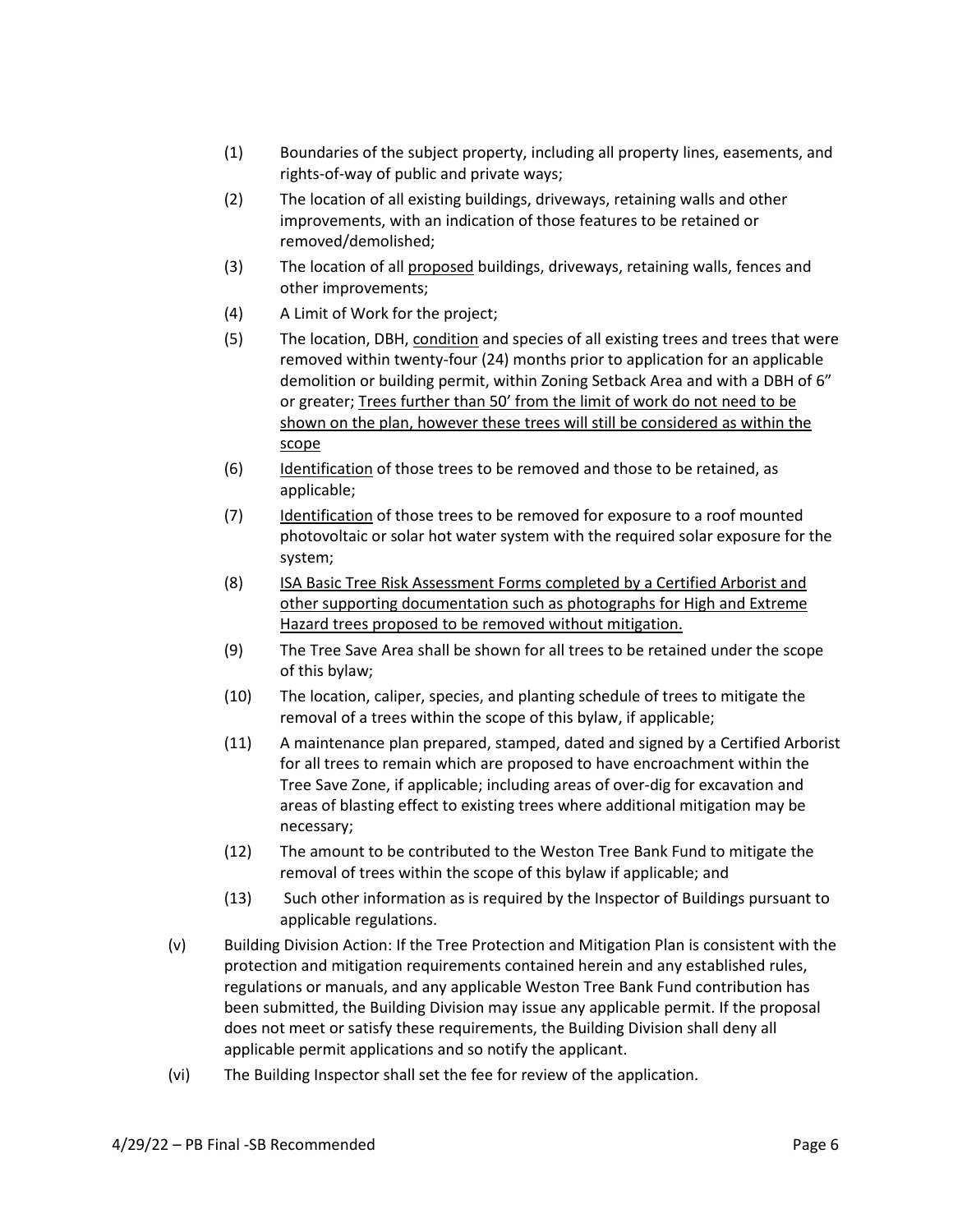(1) Boundaries of the subject property, including all property lines, easements, and rights-of-way of public and private ways;

(2) The location of all existing buildings, driveways, retaining walls and other improvements, with an indication of those features to be retained or removed/demolished;

(3) The location of all <u>proposed</u> buildings, driveways, retaining walls, fences and other improvements;

(4) A Limit of Work for the project;

(5) The location, DBH, <u>condition</u> and species of all existing trees and trees that were removed within twenty-four (24) months prior to application for an applicable demolition or building permit, within Zoning Setback Area and with a DBH of 6" or greater; <u>Trees further than 50' from the limit of work do not need to be shown on the plan, however these trees will still be considered as within the scope</u>

(6) <u>Identification</u> of those trees to be removed and those to be retained, as applicable;

(7) <u>Identification</u> of those trees to be removed for exposure to a roof mounted photovoltaic or solar hot water system with the required solar exposure for the system;

(8) <u>ISA Basic Tree Risk Assessment Forms completed by a Certified Arborist and other supporting documentation such as photographs for High and Extreme Hazard trees proposed to be removed without mitigation.</u>

(9) The Tree Save Area shall be shown for all trees to be retained under the scope of this bylaw;

(10) The location, caliper, species, and planting schedule of trees to mitigate the removal of a trees within the scope of this bylaw, if applicable;

(11) A maintenance plan prepared, stamped, dated and signed by a Certified Arborist for all trees to remain which are proposed to have encroachment within the Tree Save Zone, if applicable; including areas of over-dig for excavation and areas of blasting effect to existing trees where additional mitigation may be necessary;

(12) The amount to be contributed to the Weston Tree Bank Fund to mitigate the removal of trees within the scope of this bylaw if applicable; and

(13) Such other information as is required by the Inspector of Buildings pursuant to applicable regulations.

(v) Building Division Action: If the Tree Protection and Mitigation Plan is consistent with the protection and mitigation requirements contained herein and any established rules, regulations or manuals, and any applicable Weston Tree Bank Fund contribution has been submitted, the Building Division may issue any applicable permit. If the proposal does not meet or satisfy these requirements, the Building Division shall deny all applicable permit applications and so notify the applicant.

(vi) The Building Inspector shall set the fee for review of the application.

4/29/22 – PB Final -SB Recommended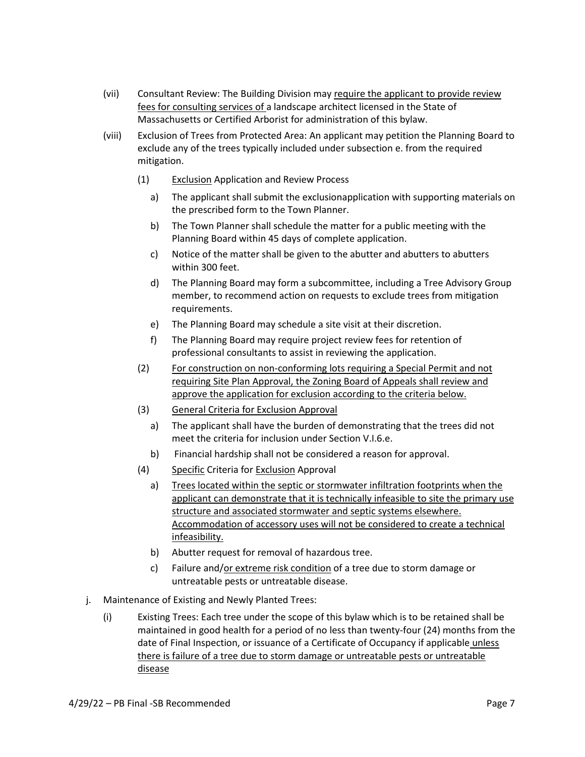(vii) Consultant Review: The Building Division may require the applicant to provide review fees for consulting services of a landscape architect licensed in the State of Massachusetts or Certified Arborist for administration of this bylaw.

(viii) Exclusion of Trees from Protected Area: An applicant may petition the Planning Board to exclude any of the trees typically included under subsection e. from the required mitigation.

(1) Exclusion Application and Review Process

a) The applicant shall submit the exclusionapplication with supporting materials on the prescribed form to the Town Planner.

b) The Town Planner shall schedule the matter for a public meeting with the Planning Board within 45 days of complete application.

c) Notice of the matter shall be given to the abutter and abutters to abutters within 300 feet.

d) The Planning Board may form a subcommittee, including a Tree Advisory Group member, to recommend action on requests to exclude trees from mitigation requirements.

e) The Planning Board may schedule a site visit at their discretion.

f) The Planning Board may require project review fees for retention of professional consultants to assist in reviewing the application.

(2) For construction on non-conforming lots requiring a Special Permit and not requiring Site Plan Approval, the Zoning Board of Appeals shall review and approve the application for exclusion according to the criteria below.

(3) General Criteria for Exclusion Approval

a) The applicant shall have the burden of demonstrating that the trees did not meet the criteria for inclusion under Section V.I.6.e.

b) Financial hardship shall not be considered a reason for approval.

(4) Specific Criteria for Exclusion Approval

a) Trees located within the septic or stormwater infiltration footprints when the applicant can demonstrate that it is technically infeasible to site the primary use structure and associated stormwater and septic systems elsewhere. Accommodation of accessory uses will not be considered to create a technical infeasibility.

b) Abutter request for removal of hazardous tree.

c) Failure and/or extreme risk condition of a tree due to storm damage or untreatable pests or untreatable disease.

j. Maintenance of Existing and Newly Planted Trees:

(i) Existing Trees: Each tree under the scope of this bylaw which is to be retained shall be maintained in good health for a period of no less than twenty-four (24) months from the date of Final Inspection, or issuance of a Certificate of Occupancy if applicable unless there is failure of a tree due to storm damage or untreatable pests or untreatable disease

4/29/22 – PB Final -SB Recommended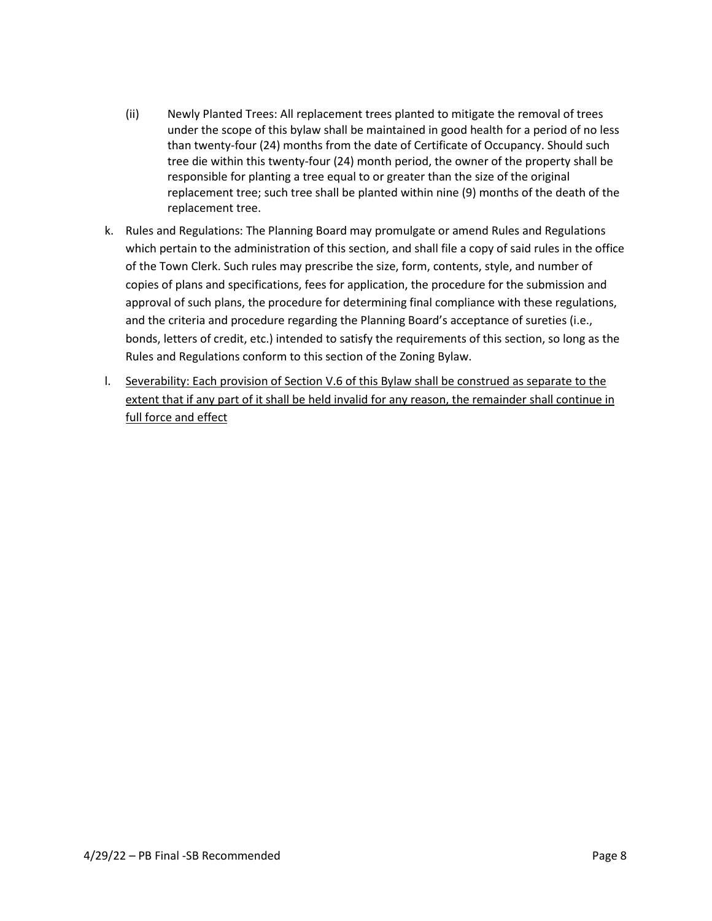(ii) Newly Planted Trees: All replacement trees planted to mitigate the removal of trees under the scope of this bylaw shall be maintained in good health for a period of no less than twenty-four (24) months from the date of Certificate of Occupancy. Should such tree die within this twenty-four (24) month period, the owner of the property shall be responsible for planting a tree equal to or greater than the size of the original replacement tree; such tree shall be planted within nine (9) months of the death of the replacement tree.

k. Rules and Regulations: The Planning Board may promulgate or amend Rules and Regulations which pertain to the administration of this section, and shall file a copy of said rules in the office of the Town Clerk. Such rules may prescribe the size, form, contents, style, and number of copies of plans and specifications, fees for application, the procedure for the submission and approval of such plans, the procedure for determining final compliance with these regulations, and the criteria and procedure regarding the Planning Board's acceptance of sureties (i.e., bonds, letters of credit, etc.) intended to satisfy the requirements of this section, so long as the Rules and Regulations conform to this section of the Zoning Bylaw.

l. <u>Severability: Each provision of Section V.6 of this Bylaw shall be construed as separate to the extent that if any part of it shall be held invalid for any reason, the remainder shall continue in full force and effect</u>